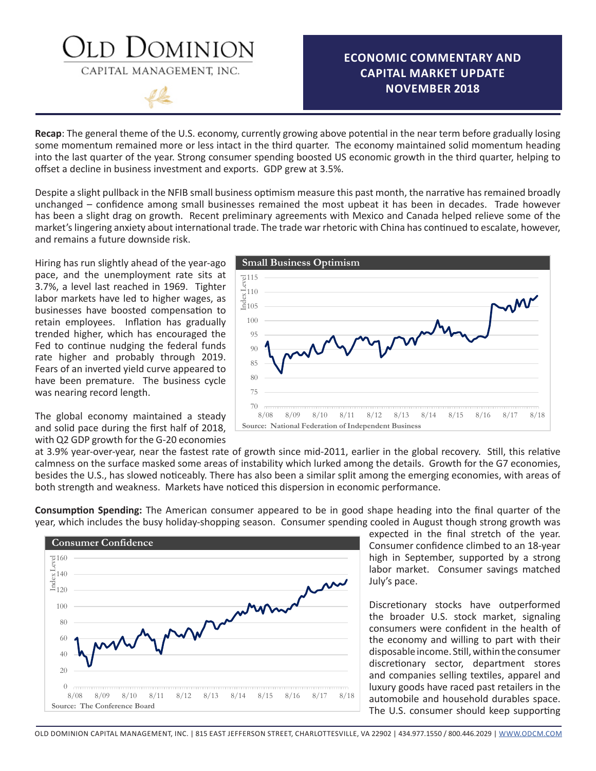# Old Dominion

CAPITAL MANAGEMENT, INC.

## ECONOMIC COMMENTARY AND CAPITAL MARKET UPDATE NOVEMBER 2018

**Recap**: The general theme of the U.S. economy, currently growing above potential in the near term before gradually losing some momentum remained more or less intact in the third quarter. The economy maintained solid momentum heading into the last quarter of the year. Strong consumer spending boosted US economic growth in the third quarter, helping to offset a decline in business investment and exports. GDP grew at 3.5%.

Despite a slight pullback in the NFIB small business optimism measure this past month, the narrative has remained broadly unchanged – confidence among small businesses remained the most upbeat it has been in decades. Trade however has been a slight drag on growth. Recent preliminary agreements with Mexico and Canada helped relieve some of the market's lingering anxiety about international trade. The trade war rhetoric with China has continued to escalate, however, and remains a future downside risk.

Hiring has run slightly ahead of the year-ago pace, and the unemployment rate sits at 3.7%, a level last reached in 1969. Tighter labor markets have led to higher wages, as businesses have boosted compensation to retain employees. Inflation has gradually trended higher, which has encouraged the Fed to continue nudging the federal funds rate higher and probably through 2019. Fears of an inverted yield curve appeared to have been premature. The business cycle was nearing record length.

**Small Business Optimism**

Source: National Federation of Independent Business

The global economy maintained a steady and solid pace during the first half of 2018, with Q2 GDP growth for the G-20 economies at 3.9% year-over-year, near the fastest rate of growth since mid-2011, earlier in the global recovery. Still, this relative calmness on the surface masked some areas of instability which lurked among the details. Growth for the G7 economies, besides the U.S., has slowed noticeably. There has also been a similar split among the emerging economies, with areas of both strength and weakness. Markets have noticed this dispersion in economic performance.

**Consumption Spending:** The American consumer appeared to be in good shape heading into the final quarter of the year, which includes the busy holiday-shopping season. Consumer spending cooled in August though strong growth was expected in the final stretch of the year. Consumer confidence climbed to an 18-year high in September, supported by a strong labor market. Consumer savings matched July's pace.

**Consumer Confidence**

Source: The Conference Board

Discretionary stocks have outperformed the broader U.S. stock market, signaling consumers were confident in the health of the economy and willing to part with their disposable income. Still, within the consumer discretionary sector, department stores and companies selling textiles, apparel and luxury goods have raced past retailers in the automobile and household durables space. The U.S. consumer should keep supporting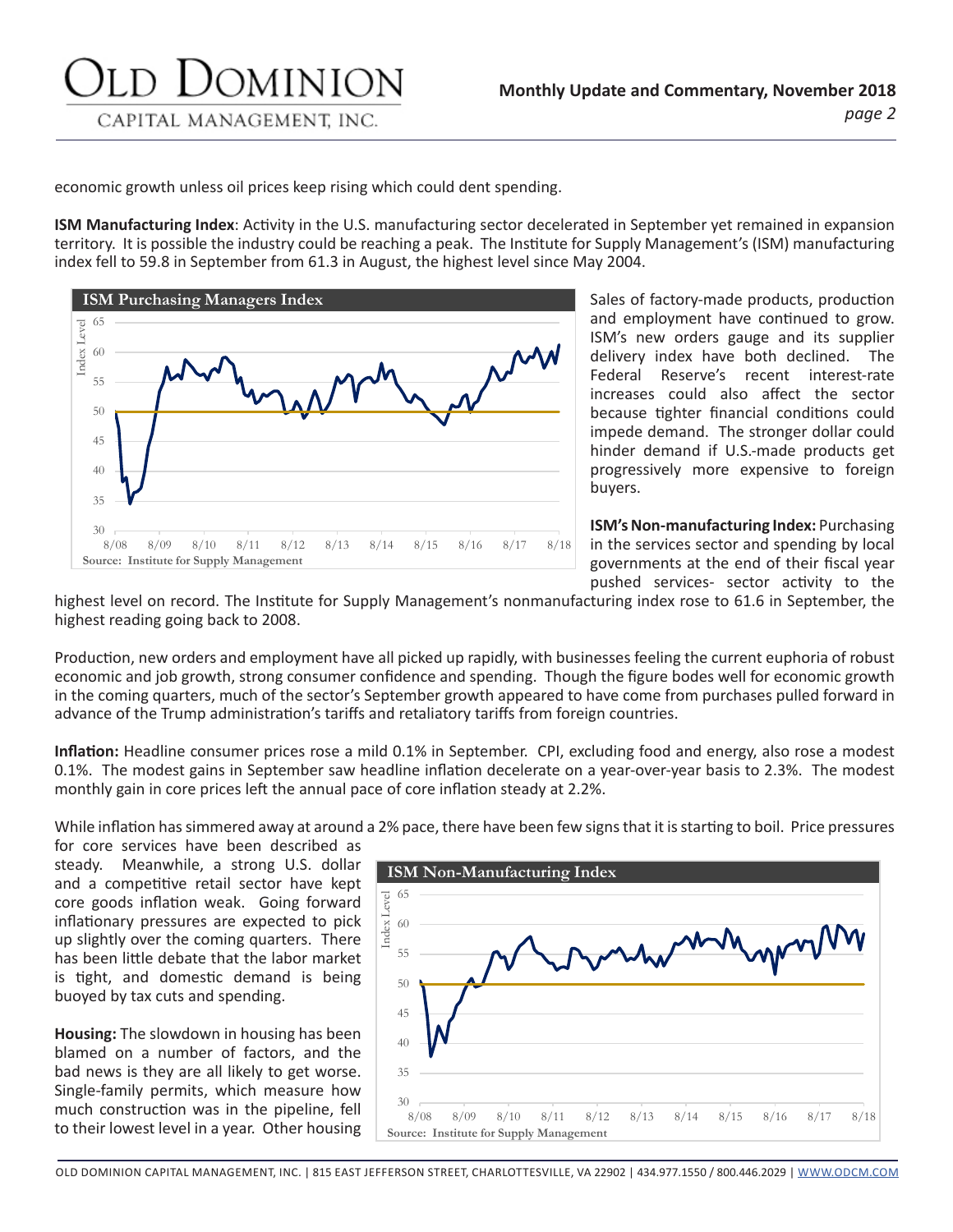economic growth unless oil prices keep rising which could dent spending.

**ISM Manufacturing Index**: Activity in the U.S. manufacturing sector decelerated in September yet remained in expansion territory. It is possible the industry could be reaching a peak. The Institute for Supply Management's (ISM) manufacturing index fell to 59.8 in September from 61.3 in August, the highest level since May 2004.

Sales of factory-made products, production and employment have continued to grow. ISM's new orders gauge and its supplier delivery index have both declined. The Federal Reserve's recent interest-rate increases could also affect the sector because tighter financial conditions could impede demand. The stronger dollar could hinder demand if U.S.-made products get progressively more expensive to foreign buyers.

**ISM's Non-manufacturing Index:** Purchasing in the services sector and spending by local governments at the end of their fiscal year pushed services- sector activity to the highest level on record. The Institute for Supply Management's nonmanufacturing index rose to 61.6 in September, the highest reading going back to 2008.

Production, new orders and employment have all picked up rapidly, with businesses feeling the current euphoria of robust economic and job growth, strong consumer confidence and spending. Though the figure bodes well for economic growth in the coming quarters, much of the sector's September growth appeared to have come from purchases pulled forward in advance of the Trump administration's tariffs and retaliatory tariffs from foreign countries.

**Inflation:** Headline consumer prices rose a mild 0.1% in September. CPI, excluding food and energy, also rose a modest 0.1%. The modest gains in September saw headline inflation decelerate on a year-over-year basis to 2.3%. The modest monthly gain in core prices left the annual pace of core inflation steady at 2.2%.

While inflation has simmered away at around a 2% pace, there have been few signs that it is starting to boil. Price pressures for core services have been described as steady. Meanwhile, a strong U.S. dollar and a competitive retail sector have kept core goods inflation weak. Going forward inflationary pressures are expected to pick up slightly over the coming quarters. There has been little debate that the labor market is tight, and domestic demand is being buoyed by tax cuts and spending.

**Housing:** The slowdown in housing has been blamed on a number of factors, and the bad news is they are all likely to get worse. Single-family permits, which measure how much construction was in the pipeline, fell to their lowest level in a year. Other housing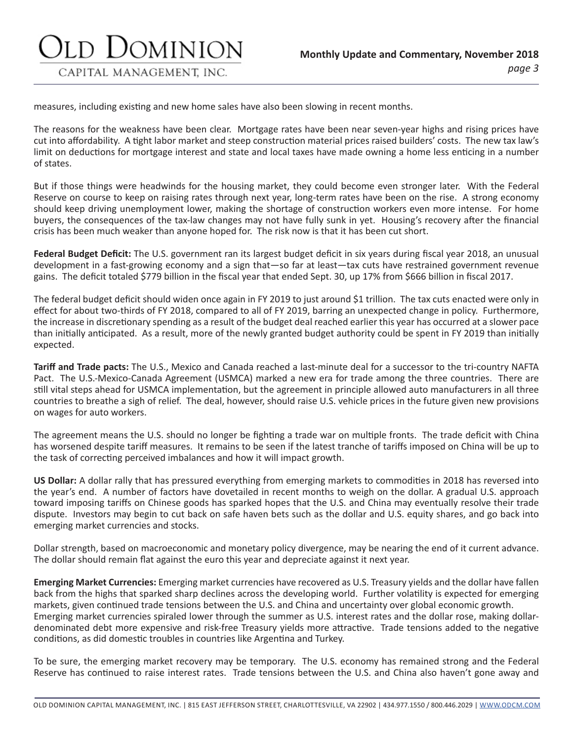measures, including existing and new home sales have also been slowing in recent months.

The reasons for the weakness have been clear. Mortgage rates have been near seven-year highs and rising prices have cut into affordability. A tight labor market and steep construction material prices raised builders' costs. The new tax law's limit on deductions for mortgage interest and state and local taxes have made owning a home less enticing in a number of states.

But if those things were headwinds for the housing market, they could become even stronger later. With the Federal Reserve on course to keep on raising rates through next year, long-term rates have been on the rise. A strong economy should keep driving unemployment lower, making the shortage of construction workers even more intense. For home buyers, the consequences of the tax-law changes may not have fully sunk in yet. Housing's recovery after the financial crisis has been much weaker than anyone hoped for. The risk now is that it has been cut short.

**Federal Budget Deficit:** The U.S. government ran its largest budget deficit in six years during fiscal year 2018, an unusual development in a fast-growing economy and a sign that—so far at least—tax cuts have restrained government revenue gains. The deficit totaled $779 billion in the fiscal year that ended Sept. 30, up 17% from $666 billion in fiscal 2017.

The federal budget deficit should widen once again in FY 2019 to just around $1 trillion. The tax cuts enacted were only in effect for about two-thirds of FY 2018, compared to all of FY 2019, barring an unexpected change in policy. Furthermore, the increase in discretionary spending as a result of the budget deal reached earlier this year has occurred at a slower pace than initially anticipated. As a result, more of the newly granted budget authority could be spent in FY 2019 than initially expected.

**Tariff and Trade pacts:** The U.S., Mexico and Canada reached a last-minute deal for a successor to the tri-country NAFTA Pact. The U.S.-Mexico-Canada Agreement (USMCA) marked a new era for trade among the three countries. There are still vital steps ahead for USMCA implementation, but the agreement in principle allowed auto manufacturers in all three countries to breathe a sigh of relief. The deal, however, should raise U.S. vehicle prices in the future given new provisions on wages for auto workers.

The agreement means the U.S. should no longer be fighting a trade war on multiple fronts. The trade deficit with China has worsened despite tariff measures. It remains to be seen if the latest tranche of tariffs imposed on China will be up to the task of correcting perceived imbalances and how it will impact growth.

**US Dollar:** A dollar rally that has pressured everything from emerging markets to commodities in 2018 has reversed into the year's end. A number of factors have dovetailed in recent months to weigh on the dollar. A gradual U.S. approach toward imposing tariffs on Chinese goods has sparked hopes that the U.S. and China may eventually resolve their trade dispute. Investors may begin to cut back on safe haven bets such as the dollar and U.S. equity shares, and go back into emerging market currencies and stocks.

Dollar strength, based on macroeconomic and monetary policy divergence, may be nearing the end of it current advance. The dollar should remain flat against the euro this year and depreciate against it next year.

**Emerging Market Currencies:** Emerging market currencies have recovered as U.S. Treasury yields and the dollar have fallen back from the highs that sparked sharp declines across the developing world. Further volatility is expected for emerging markets, given continued trade tensions between the U.S. and China and uncertainty over global economic growth. Emerging market currencies spiraled lower through the summer as U.S. interest rates and the dollar rose, making dollar-denominated debt more expensive and risk-free Treasury yields more attractive. Trade tensions added to the negative conditions, as did domestic troubles in countries like Argentina and Turkey.

To be sure, the emerging market recovery may be temporary. The U.S. economy has remained strong and the Federal Reserve has continued to raise interest rates. Trade tensions between the U.S. and China also haven't gone away and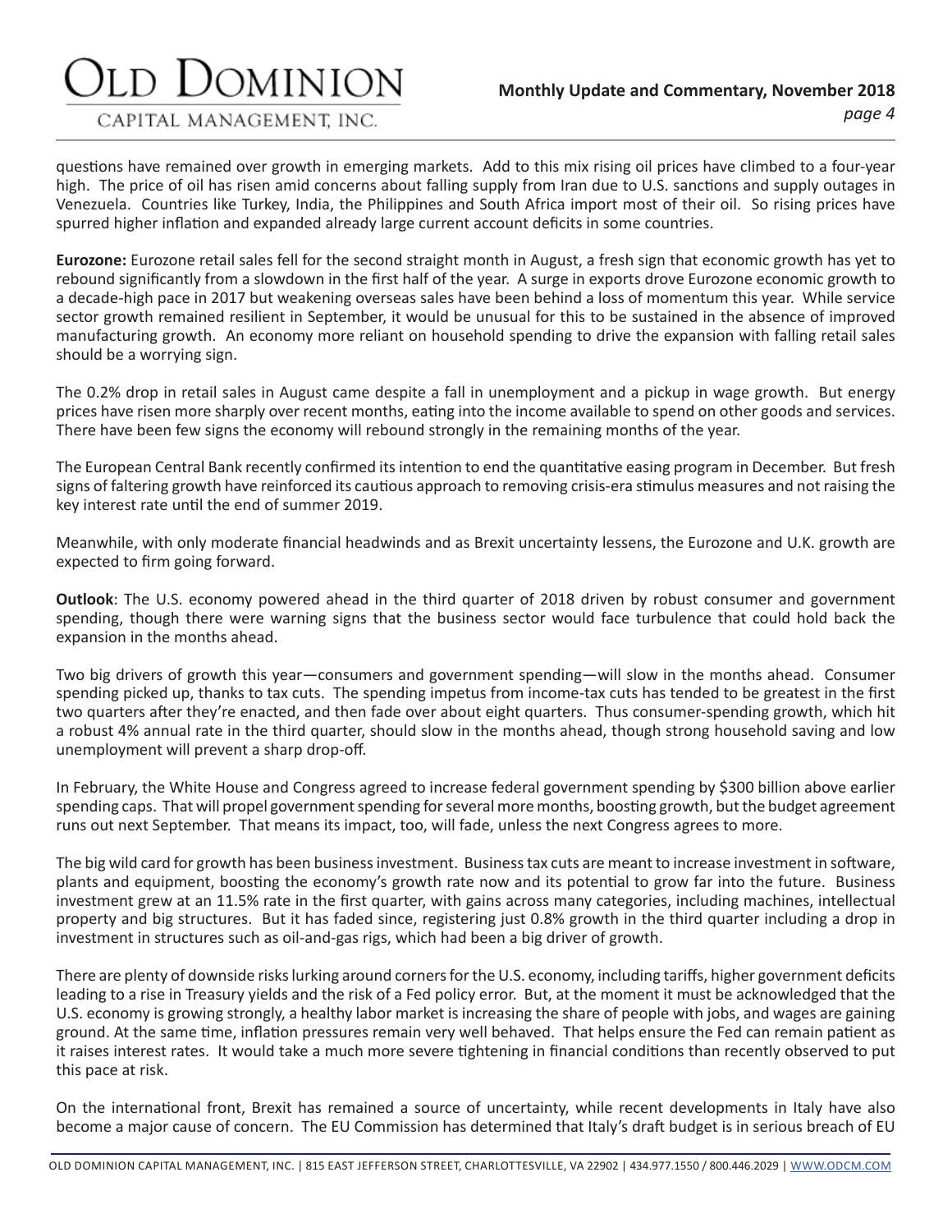questions have remained over growth in emerging markets. Add to this mix rising oil prices have climbed to a four-year high. The price of oil has risen amid concerns about falling supply from Iran due to U.S. sanctions and supply outages in Venezuela. Countries like Turkey, India, the Philippines and South Africa import most of their oil. So rising prices have spurred higher inflation and expanded already large current account deficits in some countries.

**Eurozone:** Eurozone retail sales fell for the second straight month in August, a fresh sign that economic growth has yet to rebound significantly from a slowdown in the first half of the year. A surge in exports drove Eurozone economic growth to a decade-high pace in 2017 but weakening overseas sales have been behind a loss of momentum this year. While service sector growth remained resilient in September, it would be unusual for this to be sustained in the absence of improved manufacturing growth. An economy more reliant on household spending to drive the expansion with falling retail sales should be a worrying sign.

The 0.2% drop in retail sales in August came despite a fall in unemployment and a pickup in wage growth. But energy prices have risen more sharply over recent months, eating into the income available to spend on other goods and services. There have been few signs the economy will rebound strongly in the remaining months of the year.

The European Central Bank recently confirmed its intention to end the quantitative easing program in December. But fresh signs of faltering growth have reinforced its cautious approach to removing crisis-era stimulus measures and not raising the key interest rate until the end of summer 2019.

Meanwhile, with only moderate financial headwinds and as Brexit uncertainty lessens, the Eurozone and U.K. growth are expected to firm going forward.

**Outlook**: The U.S. economy powered ahead in the third quarter of 2018 driven by robust consumer and government spending, though there were warning signs that the business sector would face turbulence that could hold back the expansion in the months ahead.

Two big drivers of growth this year—consumers and government spending—will slow in the months ahead. Consumer spending picked up, thanks to tax cuts. The spending impetus from income-tax cuts has tended to be greatest in the first two quarters after they're enacted, and then fade over about eight quarters. Thus consumer-spending growth, which hit a robust 4% annual rate in the third quarter, should slow in the months ahead, though strong household saving and low unemployment will prevent a sharp drop-off.

In February, the White House and Congress agreed to increase federal government spending by $300 billion above earlier spending caps. That will propel government spending for several more months, boosting growth, but the budget agreement runs out next September. That means its impact, too, will fade, unless the next Congress agrees to more.

The big wild card for growth has been business investment. Business tax cuts are meant to increase investment in software, plants and equipment, boosting the economy's growth rate now and its potential to grow far into the future. Business investment grew at an 11.5% rate in the first quarter, with gains across many categories, including machines, intellectual property and big structures. But it has faded since, registering just 0.8% growth in the third quarter including a drop in investment in structures such as oil-and-gas rigs, which had been a big driver of growth.

There are plenty of downside risks lurking around corners for the U.S. economy, including tariffs, higher government deficits leading to a rise in Treasury yields and the risk of a Fed policy error. But, at the moment it must be acknowledged that the U.S. economy is growing strongly, a healthy labor market is increasing the share of people with jobs, and wages are gaining ground. At the same time, inflation pressures remain very well behaved. That helps ensure the Fed can remain patient as it raises interest rates. It would take a much more severe tightening in financial conditions than recently observed to put this pace at risk.

On the international front, Brexit has remained a source of uncertainty, while recent developments in Italy have also become a major cause of concern. The EU Commission has determined that Italy's draft budget is in serious breach of EU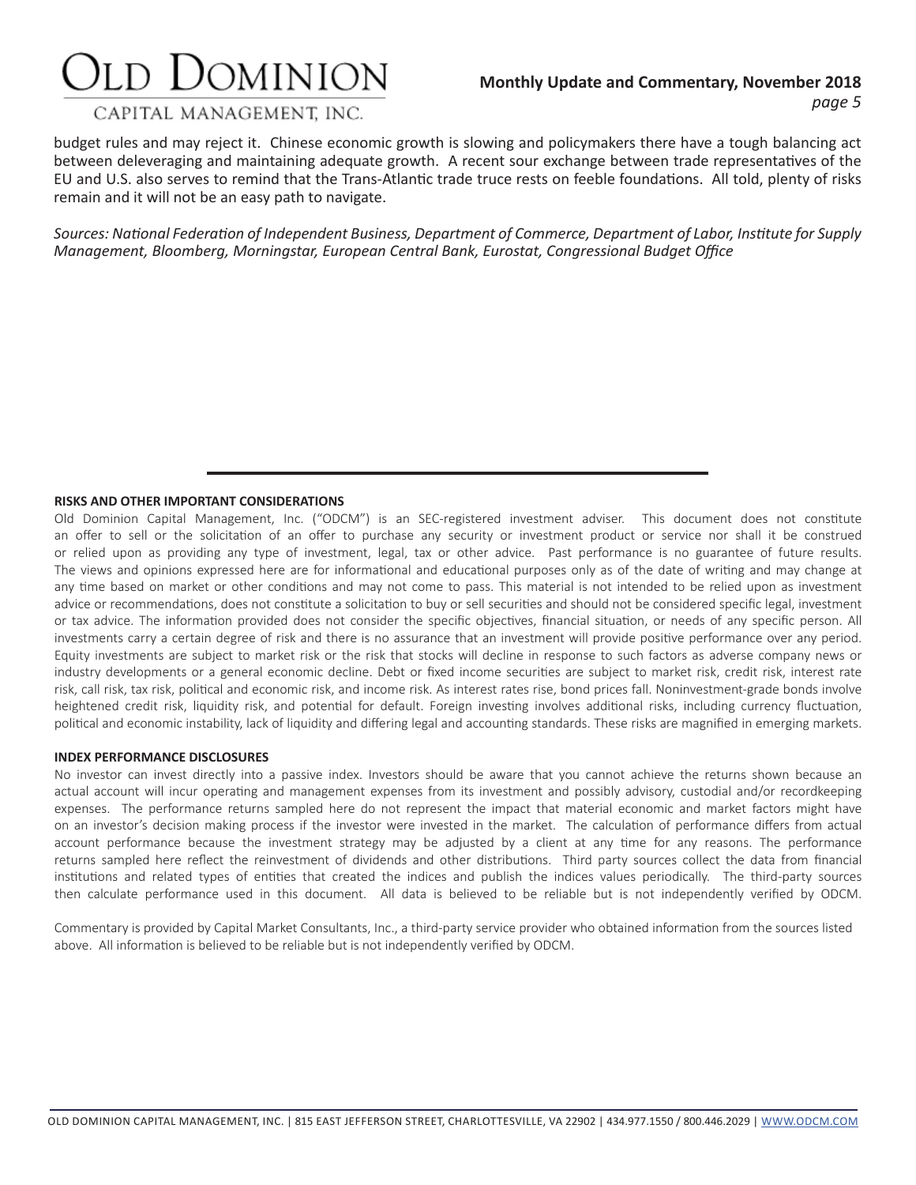budget rules and may reject it. Chinese economic growth is slowing and policymakers there have a tough balancing act between deleveraging and maintaining adequate growth. A recent sour exchange between trade representatives of the EU and U.S. also serves to remind that the Trans-Atlantic trade truce rests on feeble foundations. All told, plenty of risks remain and it will not be an easy path to navigate.

*Sources: National Federation of Independent Business, Department of Commerce, Department of Labor, Institute for Supply Management, Bloomberg, Morningstar, European Central Bank, Eurostat, Congressional Budget Office*

---

**RISKS AND OTHER IMPORTANT CONSIDERATIONS**

Old Dominion Capital Management, Inc. ("ODCM") is an SEC-registered investment adviser. This document does not constitute an offer to sell or the solicitation of an offer to purchase any security or investment product or service nor shall it be construed or relied upon as providing any type of investment, legal, tax or other advice. Past performance is no guarantee of future results. The views and opinions expressed here are for informational and educational purposes only as of the date of writing and may change at any time based on market or other conditions and may not come to pass. This material is not intended to be relied upon as investment advice or recommendations, does not constitute a solicitation to buy or sell securities and should not be considered specific legal, investment or tax advice. The information provided does not consider the specific objectives, financial situation, or needs of any specific person. All investments carry a certain degree of risk and there is no assurance that an investment will provide positive performance over any period. Equity investments are subject to market risk or the risk that stocks will decline in response to such factors as adverse company news or industry developments or a general economic decline. Debt or fixed income securities are subject to market risk, credit risk, interest rate risk, call risk, tax risk, political and economic risk, and income risk. As interest rates rise, bond prices fall. Noninvestment-grade bonds involve heightened credit risk, liquidity risk, and potential for default. Foreign investing involves additional risks, including currency fluctuation, political and economic instability, lack of liquidity and differing legal and accounting standards. These risks are magnified in emerging markets.

**INDEX PERFORMANCE DISCLOSURES**

No investor can invest directly into a passive index. Investors should be aware that you cannot achieve the returns shown because an actual account will incur operating and management expenses from its investment and possibly advisory, custodial and/or recordkeeping expenses. The performance returns sampled here do not represent the impact that material economic and market factors might have on an investor's decision making process if the investor were invested in the market. The calculation of performance differs from actual account performance because the investment strategy may be adjusted by a client at any time for any reasons. The performance returns sampled here reflect the reinvestment of dividends and other distributions. Third party sources collect the data from financial institutions and related types of entities that created the indices and publish the indices values periodically. The third-party sources then calculate performance used in this document. All data is believed to be reliable but is not independently verified by ODCM.

Commentary is provided by Capital Market Consultants, Inc., a third-party service provider who obtained information from the sources listed above. All information is believed to be reliable but is not independently verified by ODCM.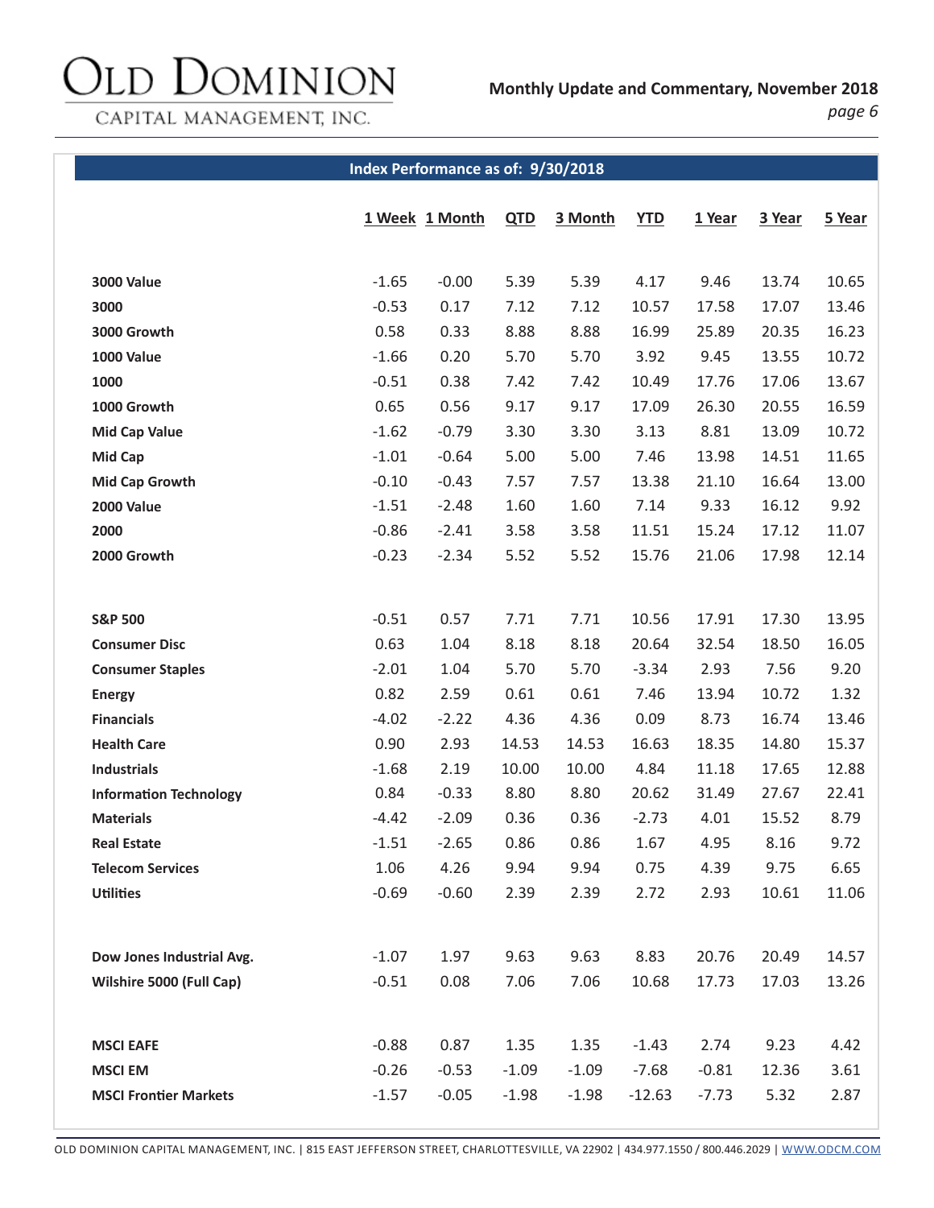## Index Performance as of: 9/30/2018

| | 1 Week | 1 Month | QTD | 3 Month | YTD | 1 Year | 3 Year | 5 Year |
|---|---|---|---|---|---|---|---|---|
| **3000 Value** | -1.65 | -0.00 | 5.39 | 5.39 | 4.17 | 9.46 | 13.74 | 10.65 |
| **3000** | -0.53 | 0.17 | 7.12 | 7.12 | 10.57 | 17.58 | 17.07 | 13.46 |
| **3000 Growth** | 0.58 | 0.33 | 8.88 | 8.88 | 16.99 | 25.89 | 20.35 | 16.23 |
| **1000 Value** | -1.66 | 0.20 | 5.70 | 5.70 | 3.92 | 9.45 | 13.55 | 10.72 |
| **1000** | -0.51 | 0.38 | 7.42 | 7.42 | 10.49 | 17.76 | 17.06 | 13.67 |
| **1000 Growth** | 0.65 | 0.56 | 9.17 | 9.17 | 17.09 | 26.30 | 20.55 | 16.59 |
| **Mid Cap Value** | -1.62 | -0.79 | 3.30 | 3.30 | 3.13 | 8.81 | 13.09 | 10.72 |
| **Mid Cap** | -1.01 | -0.64 | 5.00 | 5.00 | 7.46 | 13.98 | 14.51 | 11.65 |
| **Mid Cap Growth** | -0.10 | -0.43 | 7.57 | 7.57 | 13.38 | 21.10 | 16.64 | 13.00 |
| **2000 Value** | -1.51 | -2.48 | 1.60 | 1.60 | 7.14 | 9.33 | 16.12 | 9.92 |
| **2000** | -0.86 | -2.41 | 3.58 | 3.58 | 11.51 | 15.24 | 17.12 | 11.07 |
| **2000 Growth** | -0.23 | -2.34 | 5.52 | 5.52 | 15.76 | 21.06 | 17.98 | 12.14 |
| | | | | | | | | |
| **S&P 500** | -0.51 | 0.57 | 7.71 | 7.71 | 10.56 | 17.91 | 17.30 | 13.95 |
| **Consumer Disc** | 0.63 | 1.04 | 8.18 | 8.18 | 20.64 | 32.54 | 18.50 | 16.05 |
| **Consumer Staples** | -2.01 | 1.04 | 5.70 | 5.70 | -3.34 | 2.93 | 7.56 | 9.20 |
| **Energy** | 0.82 | 2.59 | 0.61 | 0.61 | 7.46 | 13.94 | 10.72 | 1.32 |
| **Financials** | -4.02 | -2.22 | 4.36 | 4.36 | 0.09 | 8.73 | 16.74 | 13.46 |
| **Health Care** | 0.90 | 2.93 | 14.53 | 14.53 | 16.63 | 18.35 | 14.80 | 15.37 |
| **Industrials** | -1.68 | 2.19 | 10.00 | 10.00 | 4.84 | 11.18 | 17.65 | 12.88 |
| **Information Technology** | 0.84 | -0.33 | 8.80 | 8.80 | 20.62 | 31.49 | 27.67 | 22.41 |
| **Materials** | -4.42 | -2.09 | 0.36 | 0.36 | -2.73 | 4.01 | 15.52 | 8.79 |
| **Real Estate** | -1.51 | -2.65 | 0.86 | 0.86 | 1.67 | 4.95 | 8.16 | 9.72 |
| **Telecom Services** | 1.06 | 4.26 | 9.94 | 9.94 | 0.75 | 4.39 | 9.75 | 6.65 |
| **Utilities** | -0.69 | -0.60 | 2.39 | 2.39 | 2.72 | 2.93 | 10.61 | 11.06 |
| | | | | | | | | |
| **Dow Jones Industrial Avg.** | -1.07 | 1.97 | 9.63 | 9.63 | 8.83 | 20.76 | 20.49 | 14.57 |
| **Wilshire 5000 (Full Cap)** | -0.51 | 0.08 | 7.06 | 7.06 | 10.68 | 17.73 | 17.03 | 13.26 |
| | | | | | | | | |
| **MSCI EAFE** | -0.88 | 0.87 | 1.35 | 1.35 | -1.43 | 2.74 | 9.23 | 4.42 |
| **MSCI EM** | -0.26 | -0.53 | -1.09 | -1.09 | -7.68 | -0.81 | 12.36 | 3.61 |
| **MSCI Frontier Markets** | -1.57 | -0.05 | -1.98 | -1.98 | -12.63 | -7.73 | 5.32 | 2.87 |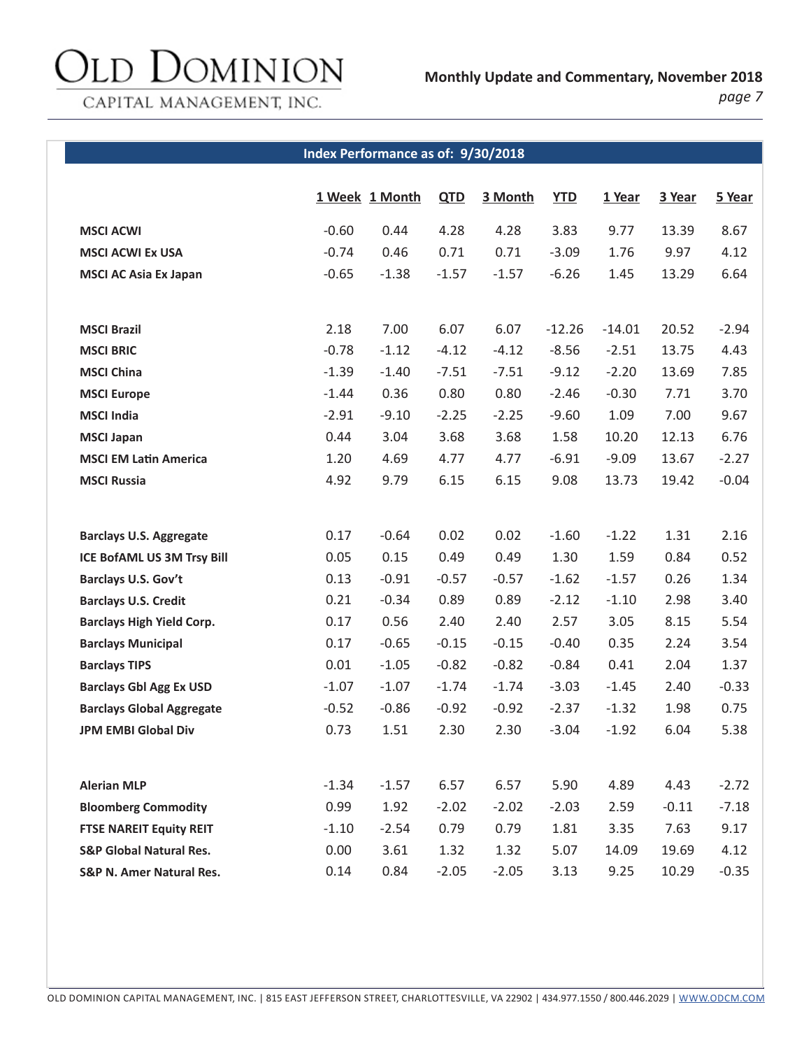## Index Performance as of: 9/30/2018

| | 1 Week | 1 Month | QTD | 3 Month | YTD | 1 Year | 3 Year | 5 Year |
|---|---|---|---|---|---|---|---|---|
| **MSCI ACWI** | -0.60 | 0.44 | 4.28 | 4.28 | 3.83 | 9.77 | 13.39 | 8.67 |
| **MSCI ACWI Ex USA** | -0.74 | 0.46 | 0.71 | 0.71 | -3.09 | 1.76 | 9.97 | 4.12 |
| **MSCI AC Asia Ex Japan** | -0.65 | -1.38 | -1.57 | -1.57 | -6.26 | 1.45 | 13.29 | 6.64 |
| | | | | | | | | |
| **MSCI Brazil** | 2.18 | 7.00 | 6.07 | 6.07 | -12.26 | -14.01 | 20.52 | -2.94 |
| **MSCI BRIC** | -0.78 | -1.12 | -4.12 | -4.12 | -8.56 | -2.51 | 13.75 | 4.43 |
| **MSCI China** | -1.39 | -1.40 | -7.51 | -7.51 | -9.12 | -2.20 | 13.69 | 7.85 |
| **MSCI Europe** | -1.44 | 0.36 | 0.80 | 0.80 | -2.46 | -0.30 | 7.71 | 3.70 |
| **MSCI India** | -2.91 | -9.10 | -2.25 | -2.25 | -9.60 | 1.09 | 7.00 | 9.67 |
| **MSCI Japan** | 0.44 | 3.04 | 3.68 | 3.68 | 1.58 | 10.20 | 12.13 | 6.76 |
| **MSCI EM Latin America** | 1.20 | 4.69 | 4.77 | 4.77 | -6.91 | -9.09 | 13.67 | -2.27 |
| **MSCI Russia** | 4.92 | 9.79 | 6.15 | 6.15 | 9.08 | 13.73 | 19.42 | -0.04 |
| | | | | | | | | |
| **Barclays U.S. Aggregate** | 0.17 | -0.64 | 0.02 | 0.02 | -1.60 | -1.22 | 1.31 | 2.16 |
| **ICE BofAML US 3M Trsy Bill** | 0.05 | 0.15 | 0.49 | 0.49 | 1.30 | 1.59 | 0.84 | 0.52 |
| **Barclays U.S. Gov't** | 0.13 | -0.91 | -0.57 | -0.57 | -1.62 | -1.57 | 0.26 | 1.34 |
| **Barclays U.S. Credit** | 0.21 | -0.34 | 0.89 | 0.89 | -2.12 | -1.10 | 2.98 | 3.40 |
| **Barclays High Yield Corp.** | 0.17 | 0.56 | 2.40 | 2.40 | 2.57 | 3.05 | 8.15 | 5.54 |
| **Barclays Municipal** | 0.17 | -0.65 | -0.15 | -0.15 | -0.40 | 0.35 | 2.24 | 3.54 |
| **Barclays TIPS** | 0.01 | -1.05 | -0.82 | -0.82 | -0.84 | 0.41 | 2.04 | 1.37 |
| **Barclays Gbl Agg Ex USD** | -1.07 | -1.07 | -1.74 | -1.74 | -3.03 | -1.45 | 2.40 | -0.33 |
| **Barclays Global Aggregate** | -0.52 | -0.86 | -0.92 | -0.92 | -2.37 | -1.32 | 1.98 | 0.75 |
| **JPM EMBI Global Div** | 0.73 | 1.51 | 2.30 | 2.30 | -3.04 | -1.92 | 6.04 | 5.38 |
| | | | | | | | | |
| **Alerian MLP** | -1.34 | -1.57 | 6.57 | 6.57 | 5.90 | 4.89 | 4.43 | -2.72 |
| **Bloomberg Commodity** | 0.99 | 1.92 | -2.02 | -2.02 | -2.03 | 2.59 | -0.11 | -7.18 |
| **FTSE NAREIT Equity REIT** | -1.10 | -2.54 | 0.79 | 0.79 | 1.81 | 3.35 | 7.63 | 9.17 |
| **S&P Global Natural Res.** | 0.00 | 3.61 | 1.32 | 1.32 | 5.07 | 14.09 | 19.69 | 4.12 |
| **S&P N. Amer Natural Res.** | 0.14 | 0.84 | -2.05 | -2.05 | 3.13 | 9.25 | 10.29 | -0.35 |